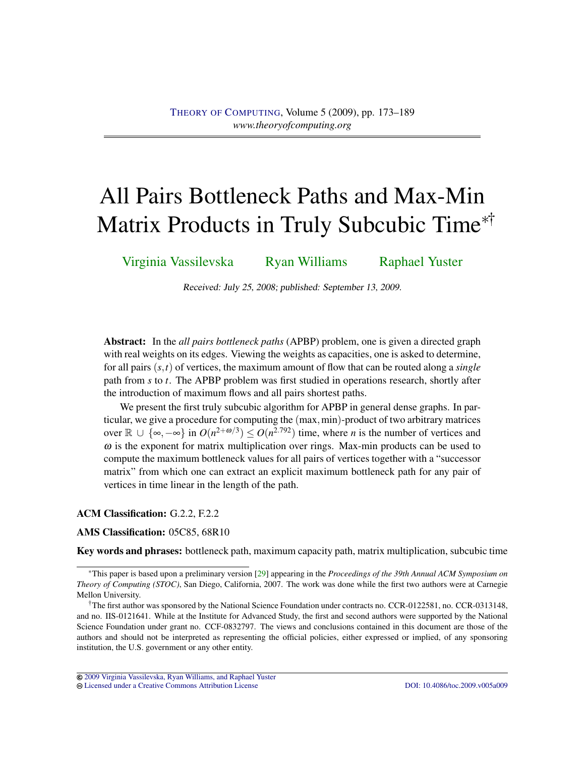# All Pairs Bottleneck Paths and Max-Min Matrix Products in Truly Subcubic Time*†

Virginia Vassilevska  Ryan Williams  Raphael Yuster

*Received: July 25, 2008; published: September 13, 2009.*

**Abstract:** In the *all pairs bottleneck paths* (APBP) problem, one is given a directed graph with real weights on its edges. Viewing the weights as capacities, one is asked to determine, for all pairs $(s,t)$ of vertices, the maximum amount of flow that can be routed along a *single* path from $s$ to $t$. The APBP problem was first studied in operations research, shortly after the introduction of maximum flows and all pairs shortest paths.

We present the first truly subcubic algorithm for APBP in general dense graphs. In particular, we give a procedure for computing the $(\max,\min)$-product of two arbitrary matrices over $\mathbb{R} \cup \{\infty, -\infty\}$ in $O(n^{2+\omega/3}) \leq O(n^{2.792})$ time, where $n$ is the number of vertices and $\omega$ is the exponent for matrix multiplication over rings. Max-min products can be used to compute the maximum bottleneck values for all pairs of vertices together with a "successor matrix" from which one can extract an explicit maximum bottleneck path for any pair of vertices in time linear in the length of the path.

**ACM Classification:** G.2.2, F.2.2

**AMS Classification:** 05C85, 68R10

**Key words and phrases:** bottleneck path, maximum capacity path, matrix multiplication, subcubic time

---

*This paper is based upon a preliminary version [29] appearing in the *Proceedings of the 39th Annual ACM Symposium on Theory of Computing (STOC)*, San Diego, California, 2007. The work was done while the first two authors were at Carnegie Mellon University.

†The first author was sponsored by the National Science Foundation under contracts no. CCR-0122581, no. CCR-0313148, and no. IIS-0121641. While at the Institute for Advanced Study, the first and second authors were supported by the National Science Foundation under grant no. CCF-0832797. The views and conclusions contained in this document are those of the authors and should not be interpreted as representing the official policies, either expressed or implied, of any sponsoring institution, the U.S. government or any other entity.

© 2009 Virginia Vassilevska, Ryan Williams, and Raphael Yuster
Licensed under a Creative Commons Attribution License  DOI: 10.4086/toc.2009.v005a009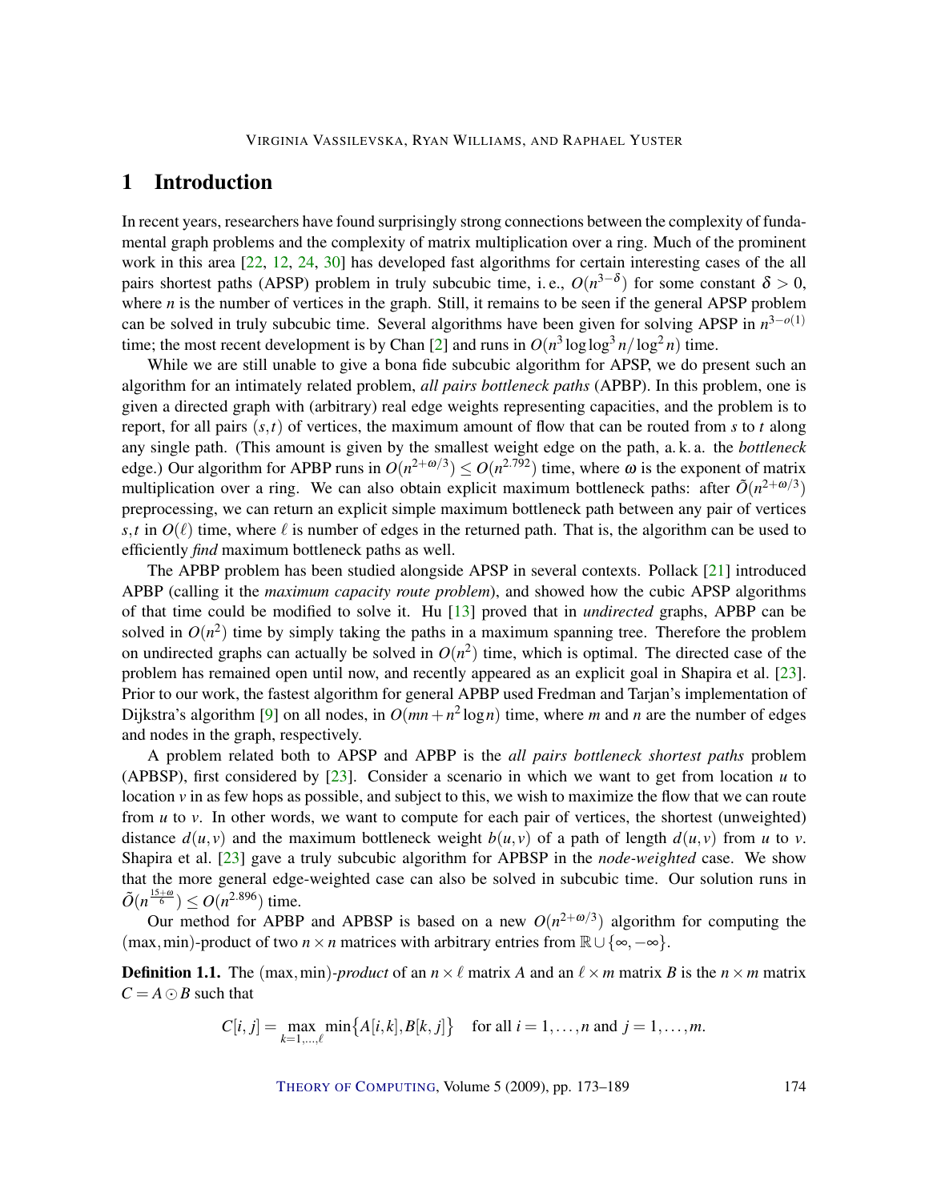# 1 Introduction

In recent years, researchers have found surprisingly strong connections between the complexity of fundamental graph problems and the complexity of matrix multiplication over a ring. Much of the prominent work in this area [22, 12, 24, 30] has developed fast algorithms for certain interesting cases of the all pairs shortest paths (APSP) problem in truly subcubic time, i. e., $O(n^{3-\delta})$ for some constant $\delta > 0$, where $n$ is the number of vertices in the graph. Still, it remains to be seen if the general APSP problem can be solved in truly subcubic time. Several algorithms have been given for solving APSP in $n^{3-o(1)}$ time; the most recent development is by Chan [2] and runs in $O(n^3 \log\log^3 n/\log^2 n)$ time.

While we are still unable to give a bona fide subcubic algorithm for APSP, we do present such an algorithm for an intimately related problem, *all pairs bottleneck paths* (APBP). In this problem, one is given a directed graph with (arbitrary) real edge weights representing capacities, and the problem is to report, for all pairs $(s,t)$ of vertices, the maximum amount of flow that can be routed from $s$ to $t$ along any single path. (This amount is given by the smallest weight edge on the path, a. k. a. the *bottleneck* edge.) Our algorithm for APBP runs in $O(n^{2+\omega/3}) \le O(n^{2.792})$ time, where $\omega$ is the exponent of matrix multiplication over a ring. We can also obtain explicit maximum bottleneck paths: after $\tilde{O}(n^{2+\omega/3})$ preprocessing, we can return an explicit simple maximum bottleneck path between any pair of vertices $s,t$ in $O(\ell)$ time, where $\ell$ is number of edges in the returned path. That is, the algorithm can be used to efficiently *find* maximum bottleneck paths as well.

The APBP problem has been studied alongside APSP in several contexts. Pollack [21] introduced APBP (calling it the *maximum capacity route problem*), and showed how the cubic APSP algorithms of that time could be modified to solve it. Hu [13] proved that in *undirected* graphs, APBP can be solved in $O(n^2)$ time by simply taking the paths in a maximum spanning tree. Therefore the problem on undirected graphs can actually be solved in $O(n^2)$ time, which is optimal. The directed case of the problem has remained open until now, and recently appeared as an explicit goal in Shapira et al. [23]. Prior to our work, the fastest algorithm for general APBP used Fredman and Tarjan's implementation of Dijkstra's algorithm [9] on all nodes, in $O(mn+n^2\log n)$ time, where $m$ and $n$ are the number of edges and nodes in the graph, respectively.

A problem related both to APSP and APBP is the *all pairs bottleneck shortest paths* problem (APBSP), first considered by [23]. Consider a scenario in which we want to get from location $u$ to location $v$ in as few hops as possible, and subject to this, we wish to maximize the flow that we can route from $u$ to $v$. In other words, we want to compute for each pair of vertices, the shortest (unweighted) distance $d(u,v)$ and the maximum bottleneck weight $b(u,v)$ of a path of length $d(u,v)$ from $u$ to $v$. Shapira et al. [23] gave a truly subcubic algorithm for APBSP in the *node-weighted* case. We show that the more general edge-weighted case can also be solved in subcubic time. Our solution runs in $\tilde{O}(n^{\frac{15+\omega}{6}}) \le O(n^{2.896})$ time.

Our method for APBP and APBSP is based on a new $O(n^{2+\omega/3})$ algorithm for computing the $(\max,\min)$-product of two $n\times n$ matrices with arbitrary entries from $\mathbb{R}\cup\{\infty,-\infty\}$.

**Definition 1.1.** The $(\max,\min)$-*product* of an $n\times\ell$ matrix $A$ and an $\ell\times m$ matrix $B$ is the $n\times m$ matrix $C = A\odot B$ such that

$$C[i,j] = \max_{k=1,\ldots,\ell} \min\{A[i,k],B[k,j]\} \quad \text{for all } i=1,\ldots,n \text{ and } j=1,\ldots,m.$$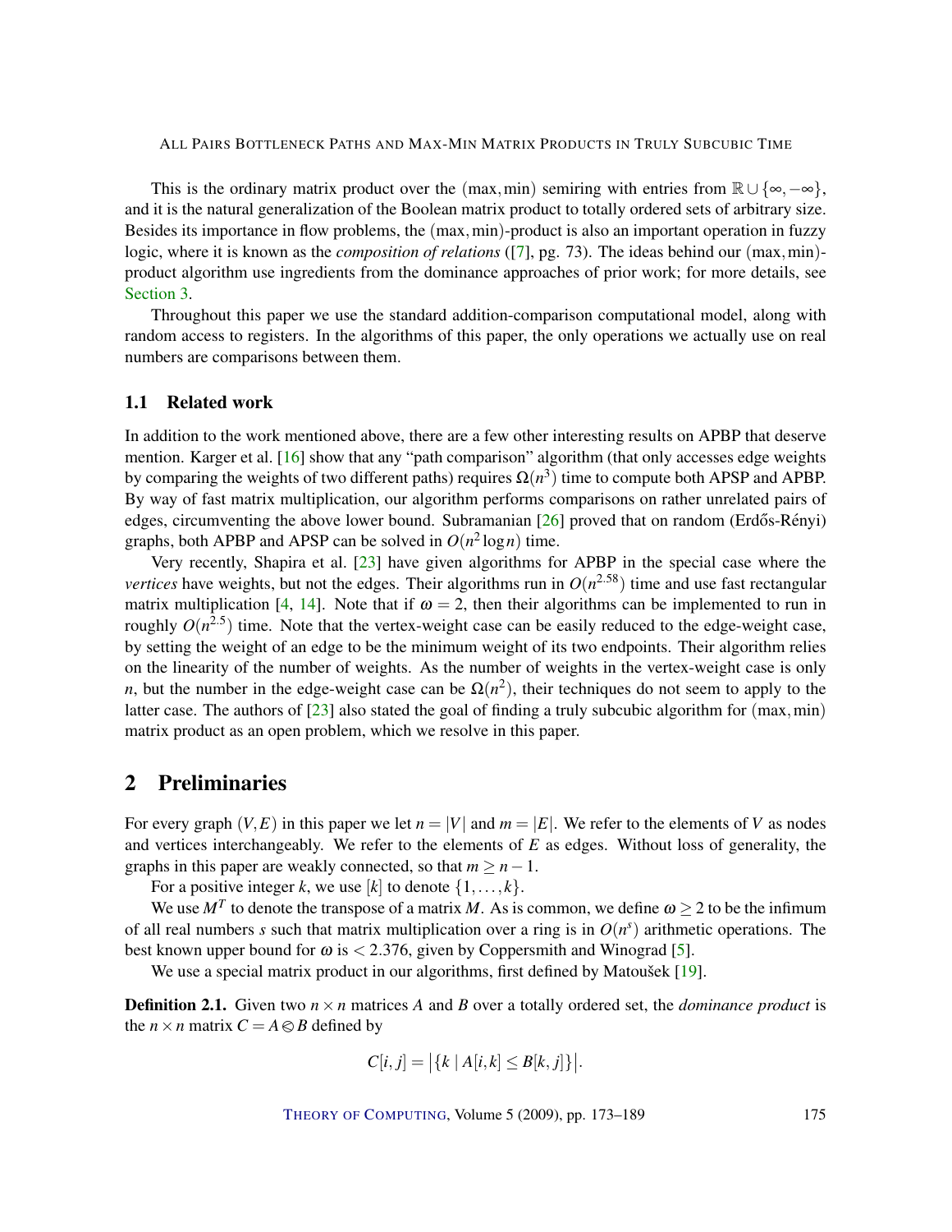This is the ordinary matrix product over the $(\max, \min)$ semiring with entries from $\mathbb{R} \cup \{\infty, -\infty\}$, and it is the natural generalization of the Boolean matrix product to totally ordered sets of arbitrary size. Besides its importance in flow problems, the $(\max, \min)$-product is also an important operation in fuzzy logic, where it is known as the *composition of relations* ([7], pg. 73). The ideas behind our $(\max, \min)$-product algorithm use ingredients from the dominance approaches of prior work; for more details, see Section 3.

Throughout this paper we use the standard addition-comparison computational model, along with random access to registers. In the algorithms of this paper, the only operations we actually use on real numbers are comparisons between them.

### 1.1 Related work

In addition to the work mentioned above, there are a few other interesting results on APBP that deserve mention. Karger et al. [16] show that any "path comparison" algorithm (that only accesses edge weights by comparing the weights of two different paths) requires $\Omega(n^3)$ time to compute both APSP and APBP. By way of fast matrix multiplication, our algorithm performs comparisons on rather unrelated pairs of edges, circumventing the above lower bound. Subramanian [26] proved that on random (Erdős-Rényi) graphs, both APBP and APSP can be solved in $O(n^2 \log n)$ time.

Very recently, Shapira et al. [23] have given algorithms for APBP in the special case where the *vertices* have weights, but not the edges. Their algorithms run in $O(n^{2.58})$ time and use fast rectangular matrix multiplication [4, 14]. Note that if $\omega = 2$, then their algorithms can be implemented to run in roughly $O(n^{2.5})$ time. Note that the vertex-weight case can be easily reduced to the edge-weight case, by setting the weight of an edge to be the minimum weight of its two endpoints. Their algorithm relies on the linearity of the number of weights. As the number of weights in the vertex-weight case is only $n$, but the number in the edge-weight case can be $\Omega(n^2)$, their techniques do not seem to apply to the latter case. The authors of [23] also stated the goal of finding a truly subcubic algorithm for $(\max, \min)$ matrix product as an open problem, which we resolve in this paper.

## 2 Preliminaries

For every graph $(V, E)$ in this paper we let $n = |V|$ and $m = |E|$. We refer to the elements of $V$ as nodes and vertices interchangeably. We refer to the elements of $E$ as edges. Without loss of generality, the graphs in this paper are weakly connected, so that $m \geq n - 1$.

For a positive integer $k$, we use $[k]$ to denote $\{1, \ldots, k\}$.

We use $M^T$ to denote the transpose of a matrix $M$. As is common, we define $\omega \geq 2$ to be the infimum of all real numbers $s$ such that matrix multiplication over a ring is in $O(n^s)$ arithmetic operations. The best known upper bound for $\omega$ is $< 2.376$, given by Coppersmith and Winograd [5].

We use a special matrix product in our algorithms, first defined by Matoušek [19].

**Definition 2.1.** Given two $n \times n$ matrices $A$ and $B$ over a totally ordered set, the *dominance product* is the $n \times n$ matrix $C = A \circledcirc B$ defined by

$$C[i, j] = \big|\{k \mid A[i, k] \leq B[k, j]\}\big|.$$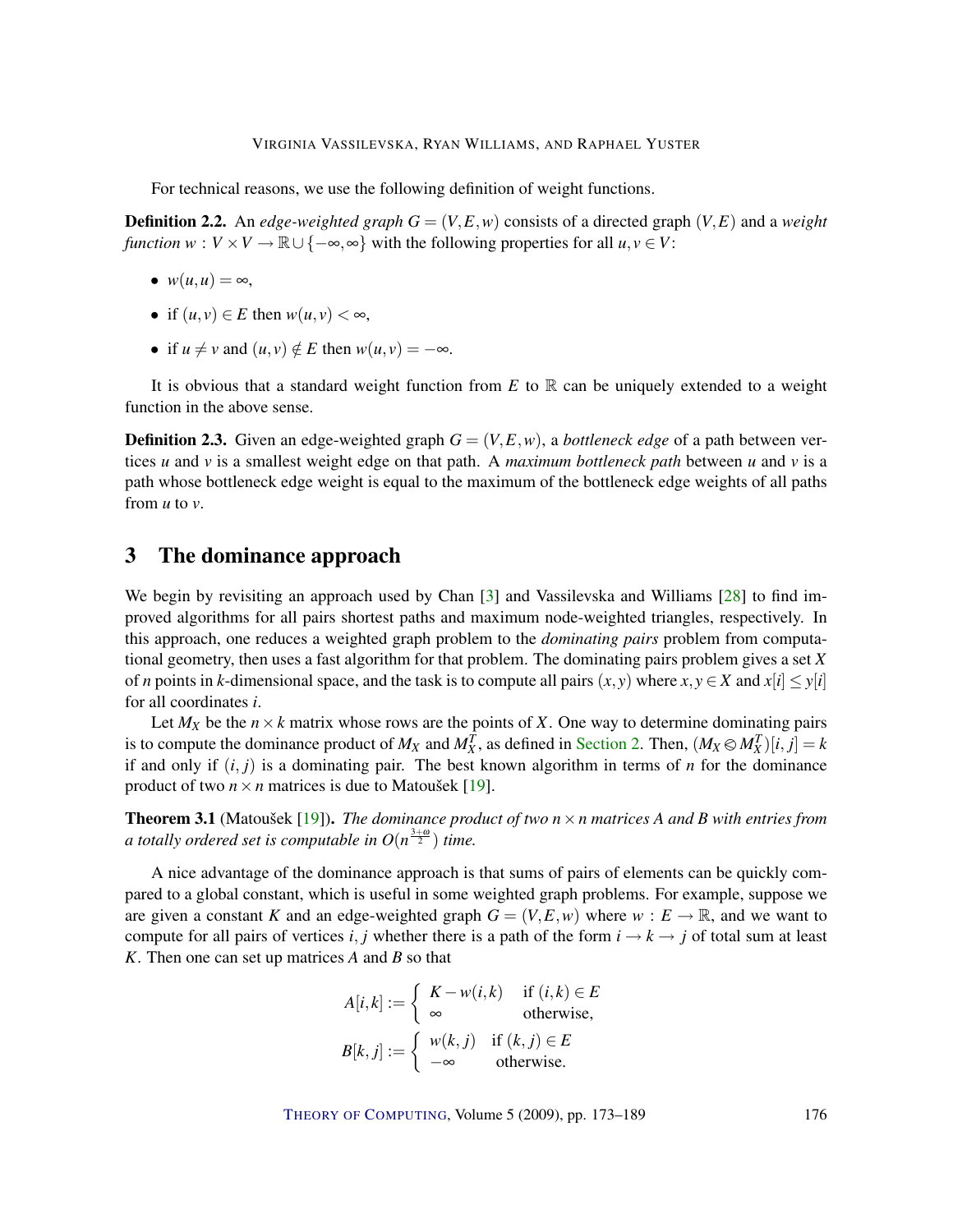For technical reasons, we use the following definition of weight functions.

**Definition 2.2.** An *edge-weighted graph* $G = (V, E, w)$ consists of a directed graph $(V, E)$ and a *weight function* $w : V \times V \to \mathbb{R} \cup \{-\infty, \infty\}$ with the following properties for all $u, v \in V$:

- $w(u, u) = \infty$,
- if $(u, v) \in E$ then $w(u, v) < \infty$,
- if $u \neq v$ and $(u, v) \notin E$ then $w(u, v) = -\infty$.

It is obvious that a standard weight function from $E$ to $\mathbb{R}$ can be uniquely extended to a weight function in the above sense.

**Definition 2.3.** Given an edge-weighted graph $G = (V, E, w)$, a *bottleneck edge* of a path between vertices $u$ and $v$ is a smallest weight edge on that path. A *maximum bottleneck path* between $u$ and $v$ is a path whose bottleneck edge weight is equal to the maximum of the bottleneck edge weights of all paths from $u$ to $v$.

## 3 The dominance approach

We begin by revisiting an approach used by Chan [3] and Vassilevska and Williams [28] to find improved algorithms for all pairs shortest paths and maximum node-weighted triangles, respectively. In this approach, one reduces a weighted graph problem to the *dominating pairs* problem from computational geometry, then uses a fast algorithm for that problem. The dominating pairs problem gives a set $X$ of $n$ points in $k$-dimensional space, and the task is to compute all pairs $(x, y)$ where $x, y \in X$ and $x[i] \leq y[i]$ for all coordinates $i$.

Let $M_X$ be the $n \times k$ matrix whose rows are the points of $X$. One way to determine dominating pairs is to compute the dominance product of $M_X$ and $M_X^T$, as defined in Section 2. Then, $(M_X \otimes M_X^T)[i, j] = k$ if and only if $(i, j)$ is a dominating pair. The best known algorithm in terms of $n$ for the dominance product of two $n \times n$ matrices is due to Matoušek [19].

**Theorem 3.1** (Matoušek [19])**.** *The dominance product of two $n \times n$ matrices $A$ and $B$ with entries from a totally ordered set is computable in $O(n^{\frac{3+\omega}{2}})$ time.*

A nice advantage of the dominance approach is that sums of pairs of elements can be quickly compared to a global constant, which is useful in some weighted graph problems. For example, suppose we are given a constant $K$ and an edge-weighted graph $G = (V, E, w)$ where $w : E \to \mathbb{R}$, and we want to compute for all pairs of vertices $i, j$ whether there is a path of the form $i \to k \to j$ of total sum at least $K$. Then one can set up matrices $A$ and $B$ so that

$$A[i,k] := \begin{cases} K - w(i,k) & \text{if } (i,k) \in E \\ \infty & \text{otherwise,} \end{cases}$$

$$B[k,j] := \begin{cases} w(k,j) & \text{if } (k,j) \in E \\ -\infty & \text{otherwise.} \end{cases}$$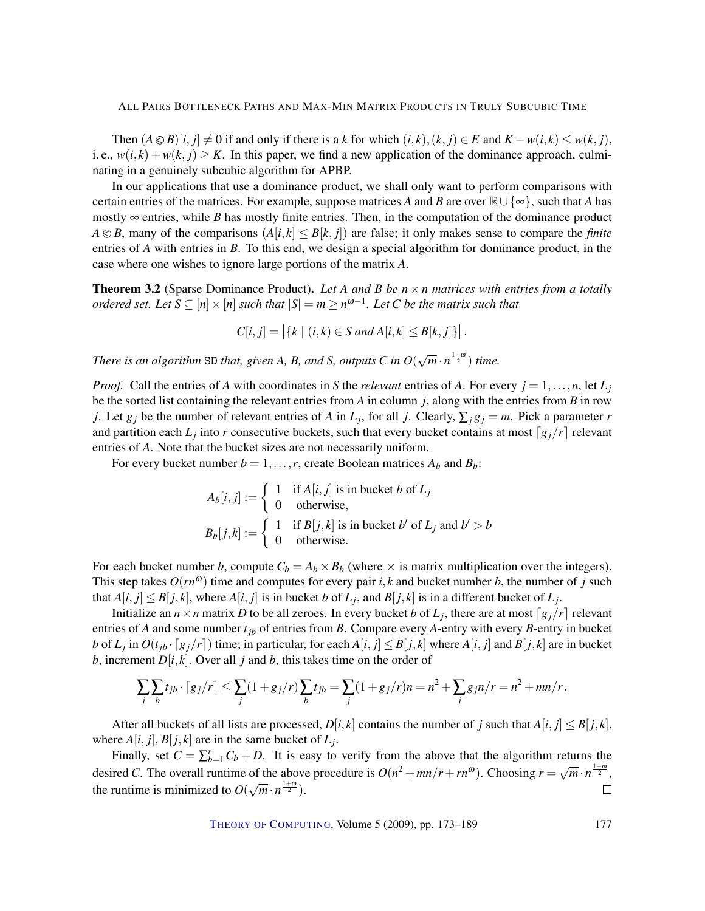Then $(A \circledcirc B)[i,j] \neq 0$ if and only if there is a $k$ for which $(i,k),(k,j) \in E$ and $K - w(i,k) \leq w(k,j)$, i. e., $w(i,k) + w(k,j) \geq K$. In this paper, we find a new application of the dominance approach, culminating in a genuinely subcubic algorithm for APBP.

In our applications that use a dominance product, we shall only want to perform comparisons with certain entries of the matrices. For example, suppose matrices $A$ and $B$ are over $\mathbb{R} \cup \{\infty\}$, such that $A$ has mostly $\infty$ entries, while $B$ has mostly finite entries. Then, in the computation of the dominance product $A \circledcirc B$, many of the comparisons $(A[i,k] \leq B[k,j])$ are false; it only makes sense to compare the *finite* entries of $A$ with entries in $B$. To this end, we design a special algorithm for dominance product, in the case where one wishes to ignore large portions of the matrix $A$.

**Theorem 3.2** (Sparse Dominance Product)**.** *Let $A$ and $B$ be $n \times n$ matrices with entries from a totally ordered set. Let $S \subseteq [n] \times [n]$ such that $|S| = m \geq n^{\omega - 1}$. Let $C$ be the matrix such that*

$$C[i,j] = \left|\{k \mid (i,k) \in S \text{ and } A[i,k] \leq B[k,j]\}\right|.$$

*There is an algorithm* SD *that, given $A$, $B$, and $S$, outputs $C$ in $O(\sqrt{m} \cdot n^{\frac{1+\omega}{2}})$ time.*

*Proof.* Call the entries of $A$ with coordinates in $S$ the *relevant* entries of $A$. For every $j = 1, \ldots, n$, let $L_j$ be the sorted list containing the relevant entries from $A$ in column $j$, along with the entries from $B$ in row $j$. Let $g_j$ be the number of relevant entries of $A$ in $L_j$, for all $j$. Clearly, $\sum_j g_j = m$. Pick a parameter $r$ and partition each $L_j$ into $r$ consecutive buckets, such that every bucket contains at most $\lceil g_j/r \rceil$ relevant entries of $A$. Note that the bucket sizes are not necessarily uniform.

For every bucket number $b = 1, \ldots, r$, create Boolean matrices $A_b$ and $B_b$:

$$A_b[i,j] := \begin{cases} 1 & \text{if } A[i,j] \text{ is in bucket } b \text{ of } L_j \\ 0 & \text{otherwise,} \end{cases}$$

$$B_b[j,k] := \begin{cases} 1 & \text{if } B[j,k] \text{ is in bucket } b' \text{ of } L_j \text{ and } b' > b \\ 0 & \text{otherwise.} \end{cases}$$

For each bucket number $b$, compute $C_b = A_b \times B_b$ (where $\times$ is matrix multiplication over the integers). This step takes $O(rn^{\omega})$ time and computes for every pair $i,k$ and bucket number $b$, the number of $j$ such that $A[i,j] \leq B[j,k]$, where $A[i,j]$ is in bucket $b$ of $L_j$, and $B[j,k]$ is in a different bucket of $L_j$.

Initialize an $n \times n$ matrix $D$ to be all zeroes. In every bucket $b$ of $L_j$, there are at most $\lceil g_j/r \rceil$ relevant entries of $A$ and some number $t_{jb}$ of entries from $B$. Compare every $A$-entry with every $B$-entry in bucket $b$ of $L_j$ in $O(t_{jb} \cdot \lceil g_j/r \rceil)$ time; in particular, for each $A[i,j] \leq B[j,k]$ where $A[i,j]$ and $B[j,k]$ are in bucket $b$, increment $D[i,k]$. Over all $j$ and $b$, this takes time on the order of

$$\sum_j \sum_b t_{jb} \cdot \lceil g_j/r \rceil \leq \sum_j (1 + g_j/r) \sum_b t_{jb} = \sum_j (1 + g_j/r) n = n^2 + \sum_j g_j n/r = n^2 + mn/r.$$

After all buckets of all lists are processed, $D[i,k]$ contains the number of $j$ such that $A[i,j] \leq B[j,k]$, where $A[i,j]$, $B[j,k]$ are in the same bucket of $L_j$.

Finally, set $C = \sum_{b=1}^{r} C_b + D$. It is easy to verify from the above that the algorithm returns the desired $C$. The overall runtime of the above procedure is $O(n^2 + mn/r + rn^{\omega})$. Choosing $r = \sqrt{m} \cdot n^{\frac{1-\omega}{2}}$, the runtime is minimized to $O(\sqrt{m} \cdot n^{\frac{1+\omega}{2}})$. $\square$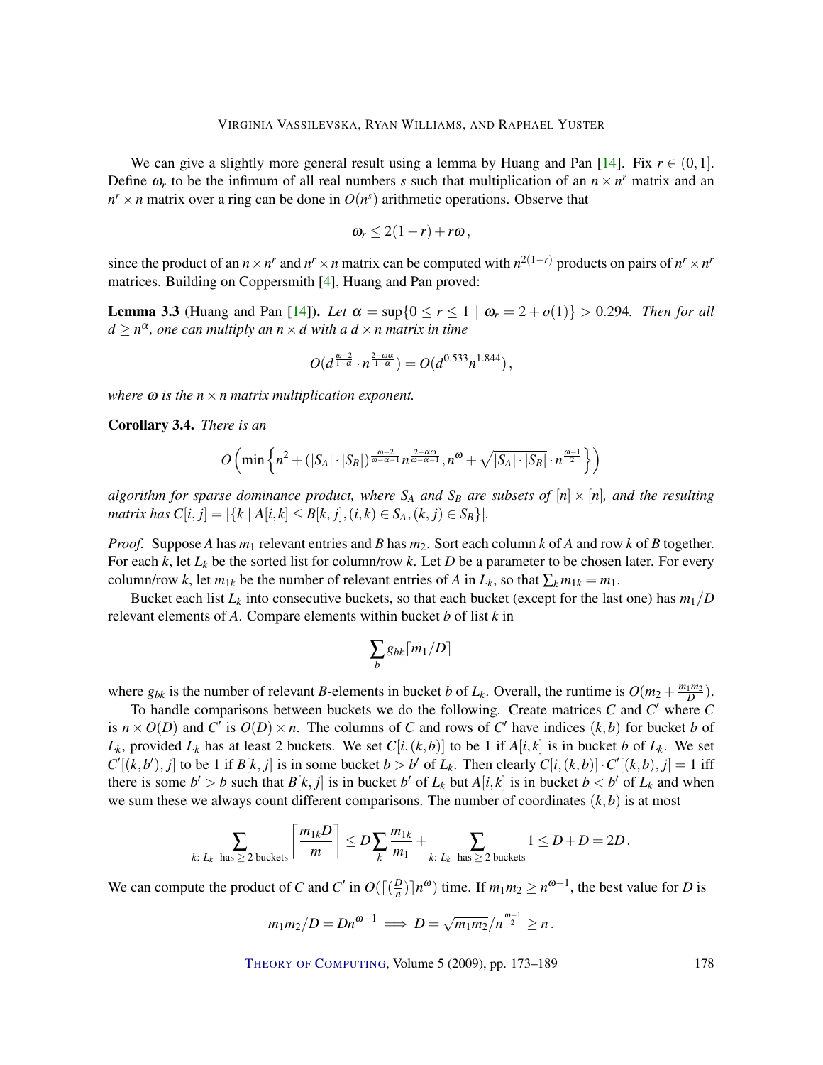We can give a slightly more general result using a lemma by Huang and Pan [14]. Fix $r \in (0,1]$. Define $\omega_r$ to be the infimum of all real numbers $s$ such that multiplication of an $n \times n^r$ matrix and an $n^r \times n$ matrix over a ring can be done in $O(n^s)$ arithmetic operations. Observe that

$$\omega_r \leq 2(1-r) + r\omega\,,$$

since the product of an $n \times n^r$ and $n^r \times n$ matrix can be computed with $n^{2(1-r)}$ products on pairs of $n^r \times n^r$ matrices. Building on Coppersmith [4], Huang and Pan proved:

**Lemma 3.3** (Huang and Pan [14]). *Let $\alpha = \sup\{0 \leq r \leq 1 \mid \omega_r = 2 + o(1)\} > 0.294$. Then for all $d \geq n^\alpha$, one can multiply an $n \times d$ with a $d \times n$ matrix in time*

$$O(d^{\frac{\omega-2}{1-\alpha}} \cdot n^{\frac{2-\omega\alpha}{1-\alpha}}) = O(d^{0.533} n^{1.844})\,,$$

*where $\omega$ is the $n \times n$ matrix multiplication exponent.*

**Corollary 3.4.** *There is an*

$$O\left(\min\left\{n^2 + (|S_A| \cdot |S_B|)^{\frac{\omega-2}{\omega-\alpha-1}} n^{\frac{2-\alpha\omega}{\omega-\alpha-1}}, n^\omega + \sqrt{|S_A| \cdot |S_B|} \cdot n^{\frac{\omega-1}{2}}\right\}\right)$$

*algorithm for sparse dominance product, where $S_A$ and $S_B$ are subsets of $[n] \times [n]$, and the resulting matrix has $C[i,j] = |\{k \mid A[i,k] \leq B[k,j], (i,k) \in S_A, (k,j) \in S_B\}|$.*

*Proof.* Suppose $A$ has $m_1$ relevant entries and $B$ has $m_2$. Sort each column $k$ of $A$ and row $k$ of $B$ together. For each $k$, let $L_k$ be the sorted list for column/row $k$. Let $D$ be a parameter to be chosen later. For every column/row $k$, let $m_{1k}$ be the number of relevant entries of $A$ in $L_k$, so that $\sum_k m_{1k} = m_1$.

Bucket each list $L_k$ into consecutive buckets, so that each bucket (except for the last one) has $m_1/D$ relevant elements of $A$. Compare elements within bucket $b$ of list $k$ in

$$\sum_b g_{bk} \lceil m_1/D \rceil$$

where $g_{bk}$ is the number of relevant $B$-elements in bucket $b$ of $L_k$. Overall, the runtime is $O(m_2 + \frac{m_1 m_2}{D})$.

To handle comparisons between buckets we do the following. Create matrices $C$ and $C'$ where $C$ is $n \times O(D)$ and $C'$ is $O(D) \times n$. The columns of $C$ and rows of $C'$ have indices $(k,b)$ for bucket $b$ of $L_k$, provided $L_k$ has at least 2 buckets. We set $C[i,(k,b)]$ to be 1 if $A[i,k]$ is in bucket $b$ of $L_k$. We set $C'[(k,b'),j]$ to be 1 if $B[k,j]$ is in some bucket $b > b'$ of $L_k$. Then clearly $C[i,(k,b)] \cdot C'[(k,b),j] = 1$ iff there is some $b' > b$ such that $B[k,j]$ is in bucket $b'$ of $L_k$ but $A[i,k]$ is in bucket $b < b'$ of $L_k$ and when we sum these we always count different comparisons. The number of coordinates $(k,b)$ is at most

$$\sum_{k:\ L_k \text{ has} \geq 2 \text{ buckets}} \left\lceil \frac{m_{1k} D}{m} \right\rceil \leq D \sum_k \frac{m_{1k}}{m_1} + \sum_{k:\ L_k \text{ has} \geq 2 \text{ buckets}} 1 \leq D + D = 2D\,.$$

We can compute the product of $C$ and $C'$ in $O(\lceil (\frac{D}{n}) \rceil n^\omega)$ time. If $m_1 m_2 \geq n^{\omega+1}$, the best value for $D$ is

$$m_1 m_2 / D = D n^{\omega-1} \implies D = \sqrt{m_1 m_2} / n^{\frac{\omega-1}{2}} \geq n\,.$$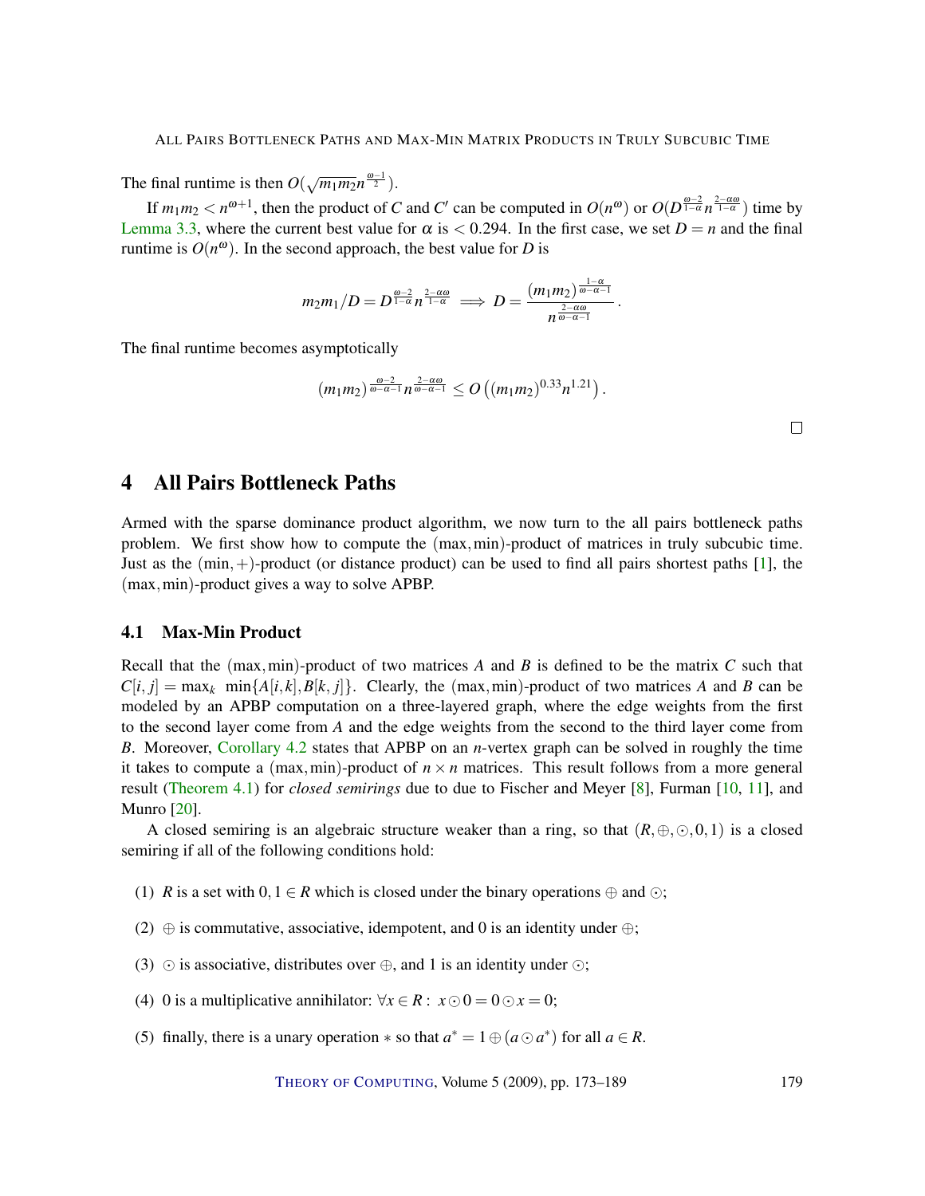The final runtime is then $O(\sqrt{m_1 m_2} n^{\frac{\omega-1}{2}})$.

If $m_1 m_2 < n^{\omega+1}$, then the product of $C$ and $C'$ can be computed in $O(n^\omega)$ or $O(D^{\frac{\omega-2}{1-\alpha}} n^{\frac{2-\alpha\omega}{1-\alpha}})$ time by Lemma 3.3, where the current best value for $\alpha$ is $< 0.294$. In the first case, we set $D = n$ and the final runtime is $O(n^\omega)$. In the second approach, the best value for $D$ is

$$m_2 m_1 / D = D^{\frac{\omega-2}{1-\alpha}} n^{\frac{2-\alpha\omega}{1-\alpha}} \implies D = \frac{(m_1 m_2)^{\frac{1-\alpha}{\omega-\alpha-1}}}{n^{\frac{2-\alpha\omega}{\omega-\alpha-1}}}.$$

The final runtime becomes asymptotically

$$(m_1 m_2)^{\frac{\omega-2}{\omega-\alpha-1}} n^{\frac{2-\alpha\omega}{\omega-\alpha-1}} \leq O\left((m_1 m_2)^{0.33} n^{1.21}\right).$$

□

# 4 All Pairs Bottleneck Paths

Armed with the sparse dominance product algorithm, we now turn to the all pairs bottleneck paths problem. We first show how to compute the $(\max, \min)$-product of matrices in truly subcubic time. Just as the $(\min, +)$-product (or distance product) can be used to find all pairs shortest paths [1], the $(\max, \min)$-product gives a way to solve APBP.

## 4.1 Max-Min Product

Recall that the $(\max, \min)$-product of two matrices $A$ and $B$ is defined to be the matrix $C$ such that $C[i, j] = \max_k \min\{A[i,k], B[k, j]\}$. Clearly, the $(\max, \min)$-product of two matrices $A$ and $B$ can be modeled by an APBP computation on a three-layered graph, where the edge weights from the first to the second layer come from $A$ and the edge weights from the second to the third layer come from $B$. Moreover, Corollary 4.2 states that APBP on an $n$-vertex graph can be solved in roughly the time it takes to compute a $(\max, \min)$-product of $n \times n$ matrices. This result follows from a more general result (Theorem 4.1) for *closed semirings* due to due to Fischer and Meyer [8], Furman [10, 11], and Munro [20].

A closed semiring is an algebraic structure weaker than a ring, so that $(R, \oplus, \odot, 0, 1)$ is a closed semiring if all of the following conditions hold:

(1) $R$ is a set with $0, 1 \in R$ which is closed under the binary operations $\oplus$ and $\odot$;

(2) $\oplus$ is commutative, associative, idempotent, and 0 is an identity under $\oplus$;

(3) $\odot$ is associative, distributes over $\oplus$, and 1 is an identity under $\odot$;

(4) 0 is a multiplicative annihilator: $\forall x \in R: \; x \odot 0 = 0 \odot x = 0$;

(5) finally, there is a unary operation $*$ so that $a^* = 1 \oplus (a \odot a^*)$ for all $a \in R$.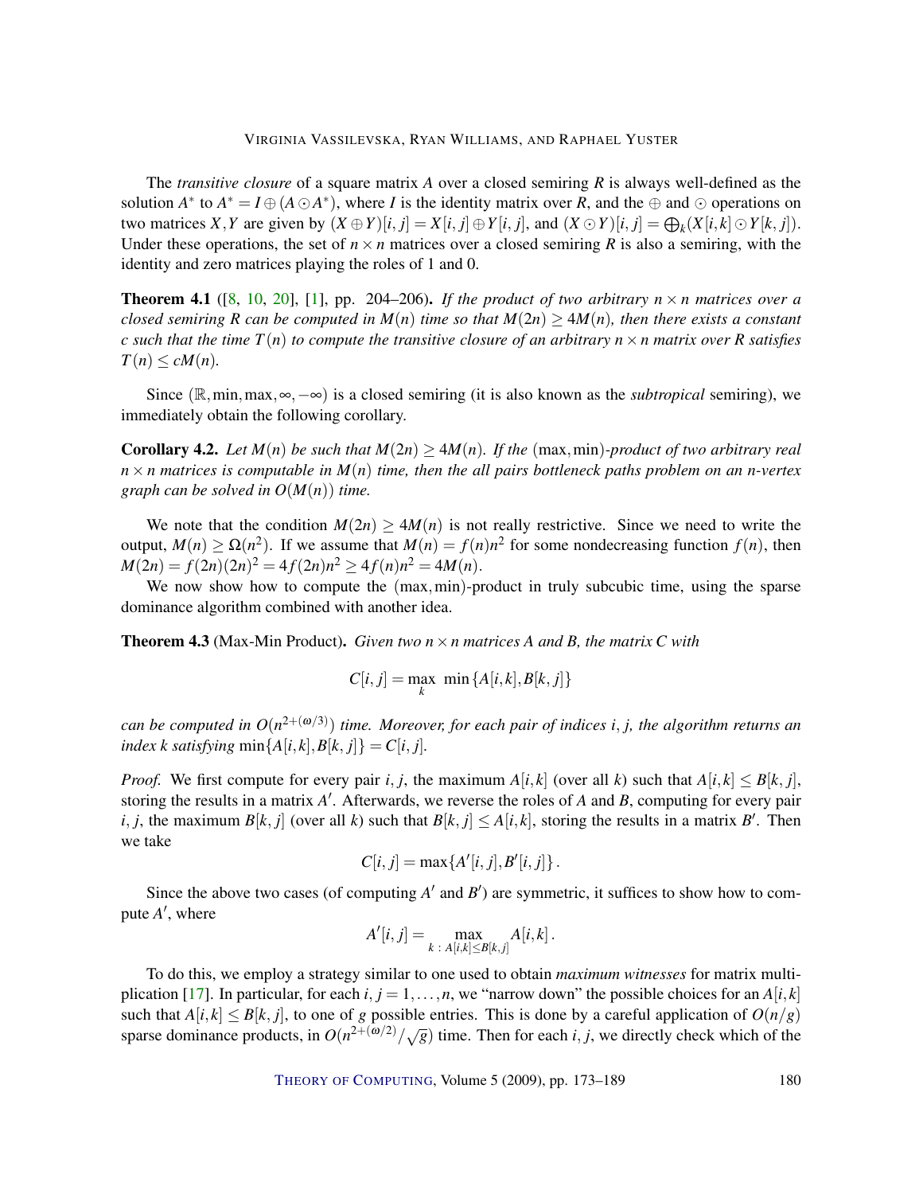The *transitive closure* of a square matrix $A$ over a closed semiring $R$ is always well-defined as the solution $A^*$ to $A^* = I \oplus (A \odot A^*)$, where $I$ is the identity matrix over $R$, and the $\oplus$ and $\odot$ operations on two matrices $X, Y$ are given by $(X \oplus Y)[i,j] = X[i,j] \oplus Y[i,j]$, and $(X \odot Y)[i,j] = \bigoplus_k (X[i,k] \odot Y[k,j])$. Under these operations, the set of $n \times n$ matrices over a closed semiring $R$ is also a semiring, with the identity and zero matrices playing the roles of 1 and 0.

**Theorem 4.1** ([8, 10, 20], [1], pp. 204–206). *If the product of two arbitrary $n \times n$ matrices over a closed semiring $R$ can be computed in $M(n)$ time so that $M(2n) \geq 4M(n)$, then there exists a constant $c$ such that the time $T(n)$ to compute the transitive closure of an arbitrary $n \times n$ matrix over $R$ satisfies $T(n) \leq cM(n)$.*

Since $(\mathbb{R}, \min, \max, \infty, -\infty)$ is a closed semiring (it is also known as the *subtropical* semiring), we immediately obtain the following corollary.

**Corollary 4.2.** *Let $M(n)$ be such that $M(2n) \geq 4M(n)$. If the $(\max, \min)$-product of two arbitrary real $n \times n$ matrices is computable in $M(n)$ time, then the all pairs bottleneck paths problem on an $n$-vertex graph can be solved in $O(M(n))$ time.*

We note that the condition $M(2n) \geq 4M(n)$ is not really restrictive. Since we need to write the output, $M(n) \geq \Omega(n^2)$. If we assume that $M(n) = f(n)n^2$ for some nondecreasing function $f(n)$, then $M(2n) = f(2n)(2n)^2 = 4f(2n)n^2 \geq 4f(n)n^2 = 4M(n)$.

We now show how to compute the $(\max, \min)$-product in truly subcubic time, using the sparse dominance algorithm combined with another idea.

**Theorem 4.3** (Max-Min Product). *Given two $n \times n$ matrices $A$ and $B$, the matrix $C$ with*

$$C[i,j] = \max_k \ \min\{A[i,k], B[k,j]\}$$

*can be computed in $O(n^{2+(\omega/3)})$ time. Moreover, for each pair of indices $i, j$, the algorithm returns an index $k$ satisfying $\min\{A[i,k], B[k,j]\} = C[i,j]$.*

*Proof.* We first compute for every pair $i, j$, the maximum $A[i,k]$ (over all $k$) such that $A[i,k] \leq B[k,j]$, storing the results in a matrix $A'$. Afterwards, we reverse the roles of $A$ and $B$, computing for every pair $i, j$, the maximum $B[k,j]$ (over all $k$) such that $B[k,j] \leq A[i,k]$, storing the results in a matrix $B'$. Then we take

$$C[i,j] = \max\{A'[i,j], B'[i,j]\}.$$

Since the above two cases (of computing $A'$ and $B'$) are symmetric, it suffices to show how to compute $A'$, where

$$A'[i,j] = \max_{k \,:\, A[i,k] \leq B[k,j]} A[i,k].$$

To do this, we employ a strategy similar to one used to obtain *maximum witnesses* for matrix multiplication [17]. In particular, for each $i, j = 1, \ldots, n$, we "narrow down" the possible choices for an $A[i,k]$ such that $A[i,k] \leq B[k,j]$, to one of $g$ possible entries. This is done by a careful application of $O(n/g)$ sparse dominance products, in $O(n^{2+(\omega/2)}/\sqrt{g})$ time. Then for each $i, j$, we directly check which of the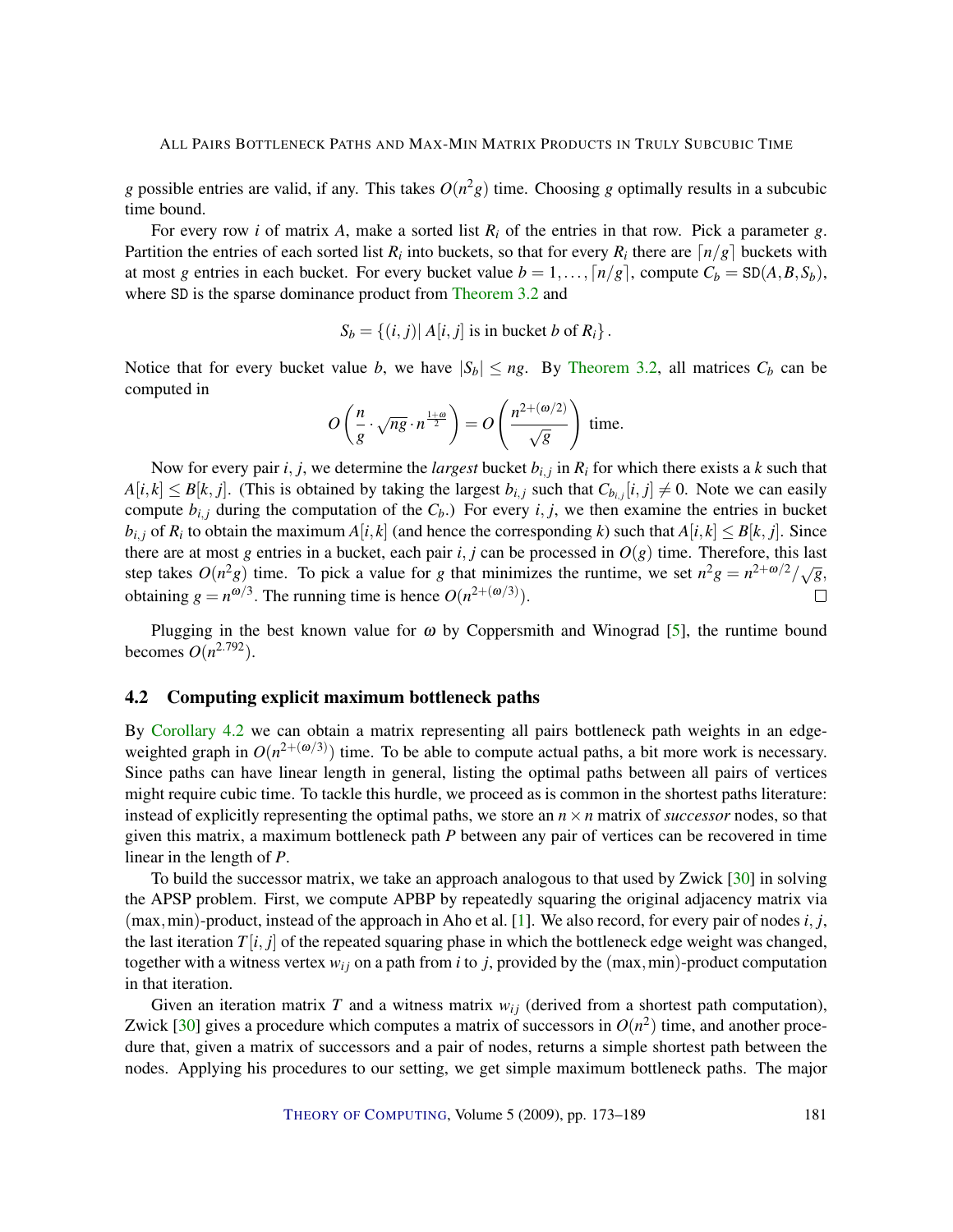$g$ possible entries are valid, if any. This takes $O(n^2 g)$ time. Choosing $g$ optimally results in a subcubic time bound.

For every row $i$ of matrix $A$, make a sorted list $R_i$ of the entries in that row. Pick a parameter $g$. Partition the entries of each sorted list $R_i$ into buckets, so that for every $R_i$ there are $\lceil n/g \rceil$ buckets with at most $g$ entries in each bucket. For every bucket value $b = 1, \ldots, \lceil n/g \rceil$, compute $C_b = \texttt{SD}(A, B, S_b)$, where SD is the sparse dominance product from Theorem 3.2 and

$$S_b = \{(i, j) | \, A[i, j] \text{ is in bucket } b \text{ of } R_i\}.$$

Notice that for every bucket value $b$, we have $|S_b| \leq ng$. By Theorem 3.2, all matrices $C_b$ can be computed in

$$O\left(\frac{n}{g} \cdot \sqrt{ng} \cdot n^{\frac{1+\omega}{2}}\right) = O\left(\frac{n^{2+(\omega/2)}}{\sqrt{g}}\right) \text{ time.}$$

Now for every pair $i, j$, we determine the *largest* bucket $b_{i,j}$ in $R_i$ for which there exists a $k$ such that $A[i,k] \leq B[k, j]$. (This is obtained by taking the largest $b_{i,j}$ such that $C_{b_{i,j}}[i, j] \neq 0$. Note we can easily compute $b_{i,j}$ during the computation of the $C_b$.) For every $i, j$, we then examine the entries in bucket $b_{i,j}$ of $R_i$ to obtain the maximum $A[i,k]$ (and hence the corresponding $k$) such that $A[i,k] \leq B[k, j]$. Since there are at most $g$ entries in a bucket, each pair $i, j$ can be processed in $O(g)$ time. Therefore, this last step takes $O(n^2 g)$ time. To pick a value for $g$ that minimizes the runtime, we set $n^2 g = n^{2+\omega/2}/\sqrt{g}$, obtaining $g = n^{\omega/3}$. The running time is hence $O(n^{2+(\omega/3)})$. □

Plugging in the best known value for $\omega$ by Coppersmith and Winograd [5], the runtime bound becomes $O(n^{2.792})$.

### 4.2 Computing explicit maximum bottleneck paths

By Corollary 4.2 we can obtain a matrix representing all pairs bottleneck path weights in an edge-weighted graph in $O(n^{2+(\omega/3)})$ time. To be able to compute actual paths, a bit more work is necessary. Since paths can have linear length in general, listing the optimal paths between all pairs of vertices might require cubic time. To tackle this hurdle, we proceed as is common in the shortest paths literature: instead of explicitly representing the optimal paths, we store an $n \times n$ matrix of *successor* nodes, so that given this matrix, a maximum bottleneck path $P$ between any pair of vertices can be recovered in time linear in the length of $P$.

To build the successor matrix, we take an approach analogous to that used by Zwick [30] in solving the APSP problem. First, we compute APBP by repeatedly squaring the original adjacency matrix via $(\max, \min)$-product, instead of the approach in Aho et al. [1]. We also record, for every pair of nodes $i, j$, the last iteration $T[i, j]$ of the repeated squaring phase in which the bottleneck edge weight was changed, together with a witness vertex $w_{ij}$ on a path from $i$ to $j$, provided by the $(\max, \min)$-product computation in that iteration.

Given an iteration matrix $T$ and a witness matrix $w_{ij}$ (derived from a shortest path computation), Zwick [30] gives a procedure which computes a matrix of successors in $O(n^2)$ time, and another procedure that, given a matrix of successors and a pair of nodes, returns a simple shortest path between the nodes. Applying his procedures to our setting, we get simple maximum bottleneck paths. The major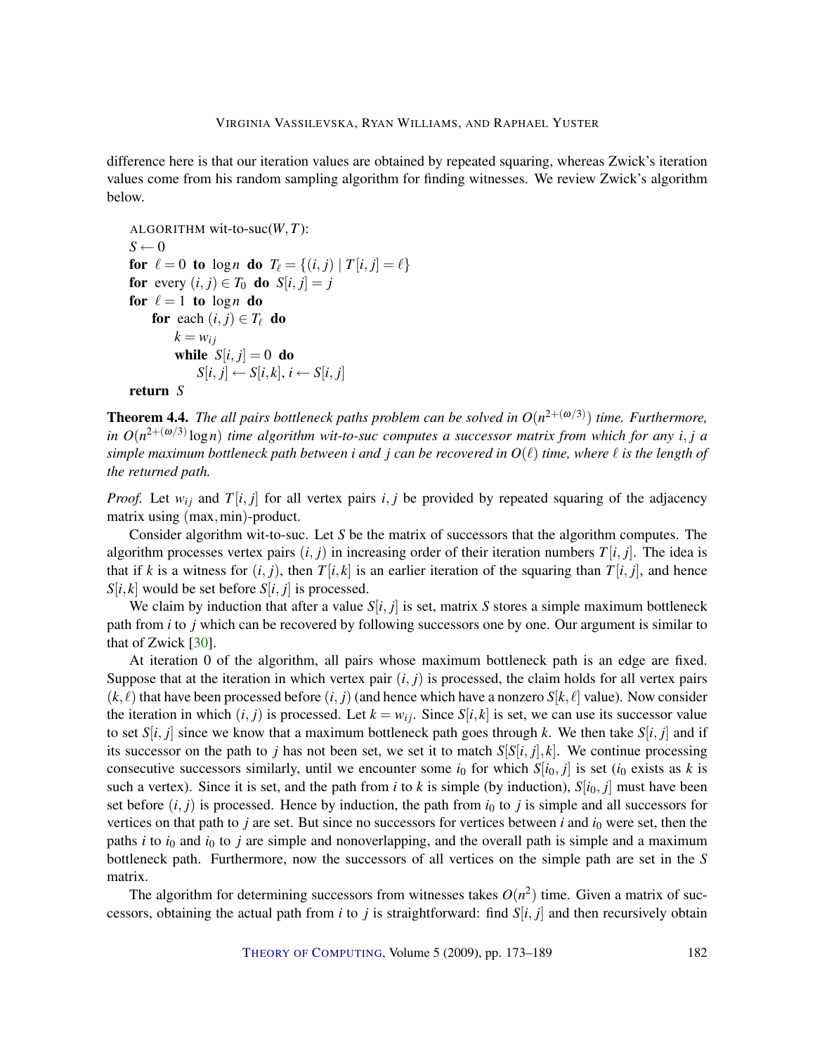difference here is that our iteration values are obtained by repeated squaring, whereas Zwick's iteration values come from his random sampling algorithm for finding witnesses. We review Zwick's algorithm below.

```
ALGORITHM wit-to-suc(W, T):
S ← 0
for ℓ = 0 to log n do T_ℓ = {(i, j) | T[i, j] = ℓ}
for every (i, j) ∈ T_0 do S[i, j] = j
for ℓ = 1 to log n do
    for each (i, j) ∈ T_ℓ do
        k = w_ij
        while S[i, j] = 0 do
            S[i, j] ← S[i, k], i ← S[i, j]
return S
```

**Theorem 4.4.** *The all pairs bottleneck paths problem can be solved in $O(n^{2+(\omega/3)})$ time. Furthermore, in $O(n^{2+(\omega/3)}\log n)$ time algorithm wit-to-suc computes a successor matrix from which for any $i, j$ a simple maximum bottleneck path between i and j can be recovered in $O(\ell)$ time, where $\ell$ is the length of the returned path.*

*Proof.* Let $w_{ij}$ and $T[i, j]$ for all vertex pairs $i, j$ be provided by repeated squaring of the adjacency matrix using $(\max, \min)$-product.

Consider algorithm wit-to-suc. Let $S$ be the matrix of successors that the algorithm computes. The algorithm processes vertex pairs $(i, j)$ in increasing order of their iteration numbers $T[i, j]$. The idea is that if $k$ is a witness for $(i, j)$, then $T[i, k]$ is an earlier iteration of the squaring than $T[i, j]$, and hence $S[i, k]$ would be set before $S[i, j]$ is processed.

We claim by induction that after a value $S[i, j]$ is set, matrix $S$ stores a simple maximum bottleneck path from $i$ to $j$ which can be recovered by following successors one by one. Our argument is similar to that of Zwick [30].

At iteration 0 of the algorithm, all pairs whose maximum bottleneck path is an edge are fixed. Suppose that at the iteration in which vertex pair $(i, j)$ is processed, the claim holds for all vertex pairs $(k, \ell)$ that have been processed before $(i, j)$ (and hence which have a nonzero $S[k, \ell]$ value). Now consider the iteration in which $(i, j)$ is processed. Let $k = w_{ij}$. Since $S[i, k]$ is set, we can use its successor value to set $S[i, j]$ since we know that a maximum bottleneck path goes through $k$. We then take $S[i, j]$ and if its successor on the path to $j$ has not been set, we set it to match $S[S[i, j], k]$. We continue processing consecutive successors similarly, until we encounter some $i_0$ for which $S[i_0, j]$ is set ($i_0$ exists as $k$ is such a vertex). Since it is set, and the path from $i$ to $k$ is simple (by induction), $S[i_0, j]$ must have been set before $(i, j)$ is processed. Hence by induction, the path from $i_0$ to $j$ is simple and all successors for vertices on that path to $j$ are set. But since no successors for vertices between $i$ and $i_0$ were set, then the paths $i$ to $i_0$ and $i_0$ to $j$ are simple and nonoverlapping, and the overall path is simple and a maximum bottleneck path. Furthermore, now the successors of all vertices on the simple path are set in the $S$ matrix.

The algorithm for determining successors from witnesses takes $O(n^2)$ time. Given a matrix of successors, obtaining the actual path from $i$ to $j$ is straightforward: find $S[i, j]$ and then recursively obtain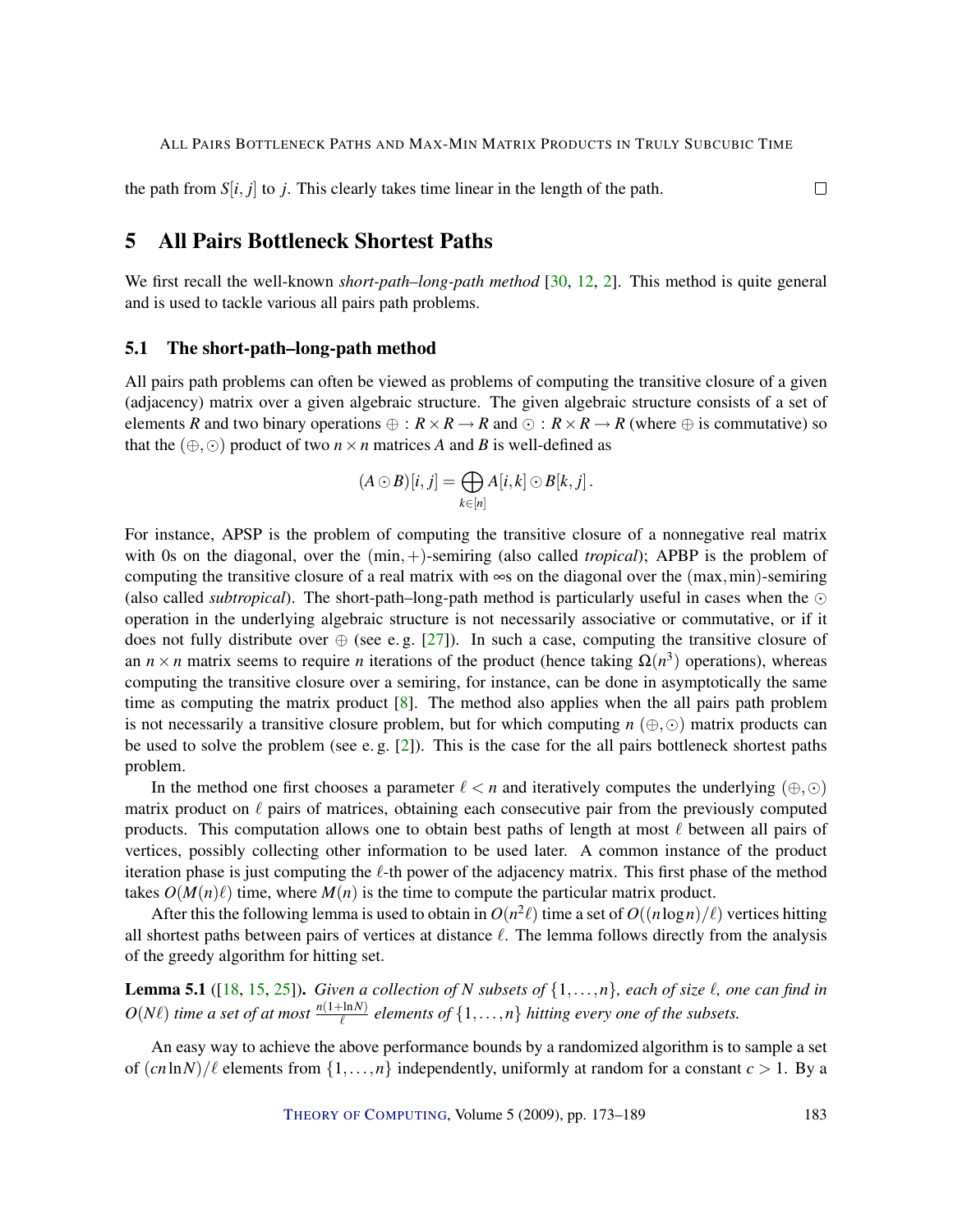the path from $S[i,j]$ to $j$. This clearly takes time linear in the length of the path. □

## 5 All Pairs Bottleneck Shortest Paths

We first recall the well-known *short-path–long-path method* [30, 12, 2]. This method is quite general and is used to tackle various all pairs path problems.

### 5.1 The short-path–long-path method

All pairs path problems can often be viewed as problems of computing the transitive closure of a given (adjacency) matrix over a given algebraic structure. The given algebraic structure consists of a set of elements $R$ and two binary operations $\oplus : R \times R \to R$ and $\odot : R \times R \to R$ (where $\oplus$ is commutative) so that the $(\oplus, \odot)$ product of two $n \times n$ matrices $A$ and $B$ is well-defined as

$$(A \odot B)[i,j] = \bigoplus_{k \in [n]} A[i,k] \odot B[k,j]\,.$$

For instance, APSP is the problem of computing the transitive closure of a nonnegative real matrix with 0s on the diagonal, over the $(\min, +)$-semiring (also called *tropical*); APBP is the problem of computing the transitive closure of a real matrix with $\infty$s on the diagonal over the $(\max, \min)$-semiring (also called *subtropical*). The short-path–long-path method is particularly useful in cases when the $\odot$ operation in the underlying algebraic structure is not necessarily associative or commutative, or if it does not fully distribute over $\oplus$ (see e. g. [27]). In such a case, computing the transitive closure of an $n \times n$ matrix seems to require $n$ iterations of the product (hence taking $\Omega(n^3)$ operations), whereas computing the transitive closure over a semiring, for instance, can be done in asymptotically the same time as computing the matrix product [8]. The method also applies when the all pairs path problem is not necessarily a transitive closure problem, but for which computing $n$ $(\oplus, \odot)$ matrix products can be used to solve the problem (see e. g. [2]). This is the case for the all pairs bottleneck shortest paths problem.

In the method one first chooses a parameter $\ell < n$ and iteratively computes the underlying $(\oplus, \odot)$ matrix product on $\ell$ pairs of matrices, obtaining each consecutive pair from the previously computed products. This computation allows one to obtain best paths of length at most $\ell$ between all pairs of vertices, possibly collecting other information to be used later. A common instance of the product iteration phase is just computing the $\ell$-th power of the adjacency matrix. This first phase of the method takes $O(M(n)\ell)$ time, where $M(n)$ is the time to compute the particular matrix product.

After this the following lemma is used to obtain in $O(n^2\ell)$ time a set of $O((n \log n)/\ell)$ vertices hitting all shortest paths between pairs of vertices at distance $\ell$. The lemma follows directly from the analysis of the greedy algorithm for hitting set.

**Lemma 5.1** ([18, 15, 25])**.** *Given a collection of $N$ subsets of $\{1, \ldots, n\}$, each of size $\ell$, one can find in $O(N\ell)$ time a set of at most $\frac{n(1+\ln N)}{\ell}$ elements of $\{1, \ldots, n\}$ hitting every one of the subsets.*

An easy way to achieve the above performance bounds by a randomized algorithm is to sample a set of $(cn \ln N)/\ell$ elements from $\{1, \ldots, n\}$ independently, uniformly at random for a constant $c > 1$. By a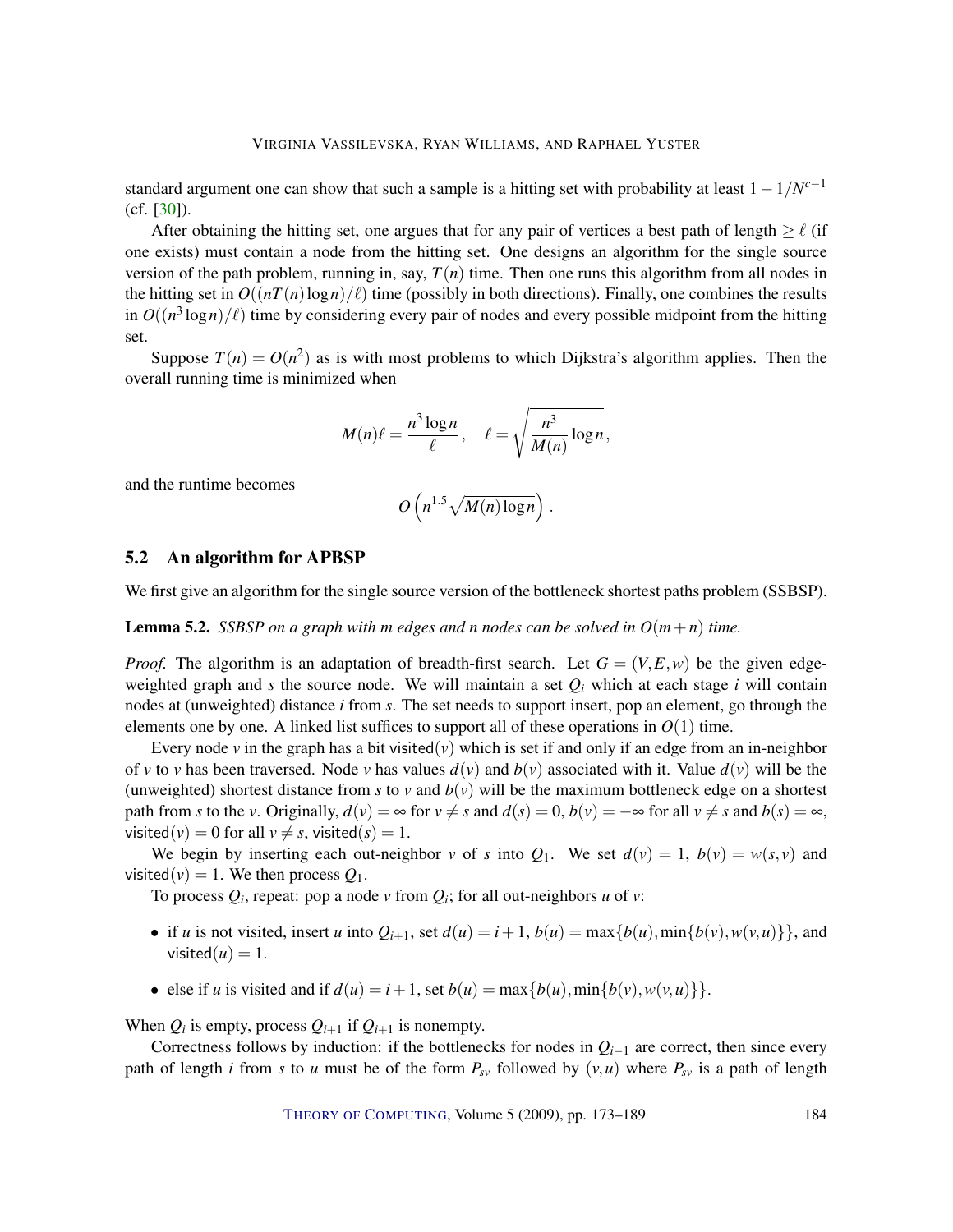standard argument one can show that such a sample is a hitting set with probability at least $1-1/N^{c-1}$ (cf. [30]).

After obtaining the hitting set, one argues that for any pair of vertices a best path of length $\geq \ell$ (if one exists) must contain a node from the hitting set. One designs an algorithm for the single source version of the path problem, running in, say, $T(n)$ time. Then one runs this algorithm from all nodes in the hitting set in $O((nT(n)\log n)/\ell)$ time (possibly in both directions). Finally, one combines the results in $O((n^3 \log n)/\ell)$ time by considering every pair of nodes and every possible midpoint from the hitting set.

Suppose $T(n) = O(n^2)$ as is with most problems to which Dijkstra's algorithm applies. Then the overall running time is minimized when

$$M(n)\ell = \frac{n^3 \log n}{\ell}, \quad \ell = \sqrt{\frac{n^3}{M(n)} \log n},$$

and the runtime becomes

$$O\left(n^{1.5}\sqrt{M(n)\log n}\right).$$

## 5.2 An algorithm for APBSP

We first give an algorithm for the single source version of the bottleneck shortest paths problem (SSBSP).

**Lemma 5.2.** *SSBSP on a graph with m edges and n nodes can be solved in $O(m+n)$ time.*

*Proof.* The algorithm is an adaptation of breadth-first search. Let $G = (V,E,w)$ be the given edge-weighted graph and $s$ the source node. We will maintain a set $Q_i$ which at each stage $i$ will contain nodes at (unweighted) distance $i$ from $s$. The set needs to support insert, pop an element, go through the elements one by one. A linked list suffices to support all of these operations in $O(1)$ time.

Every node $v$ in the graph has a bit $\mathsf{visited}(v)$ which is set if and only if an edge from an in-neighbor of $v$ to $v$ has been traversed. Node $v$ has values $d(v)$ and $b(v)$ associated with it. Value $d(v)$ will be the (unweighted) shortest distance from $s$ to $v$ and $b(v)$ will be the maximum bottleneck edge on a shortest path from $s$ to the $v$. Originally, $d(v) = \infty$ for $v \neq s$ and $d(s) = 0$, $b(v) = -\infty$ for all $v \neq s$ and $b(s) = \infty$, $\mathsf{visited}(v) = 0$ for all $v \neq s$, $\mathsf{visited}(s) = 1$.

We begin by inserting each out-neighbor $v$ of $s$ into $Q_1$. We set $d(v) = 1$, $b(v) = w(s,v)$ and $\mathsf{visited}(v) = 1$. We then process $Q_1$.

To process $Q_i$, repeat: pop a node $v$ from $Q_i$; for all out-neighbors $u$ of $v$:

- if $u$ is not visited, insert $u$ into $Q_{i+1}$, set $d(u) = i+1$, $b(u) = \max\{b(u), \min\{b(v), w(v,u)\}\}$, and $\mathsf{visited}(u) = 1$.
- else if $u$ is visited and if $d(u) = i+1$, set $b(u) = \max\{b(u), \min\{b(v), w(v,u)\}\}$.

When $Q_i$ is empty, process $Q_{i+1}$ if $Q_{i+1}$ is nonempty.

Correctness follows by induction: if the bottlenecks for nodes in $Q_{i-1}$ are correct, then since every path of length $i$ from $s$ to $u$ must be of the form $P_{sv}$ followed by $(v,u)$ where $P_{sv}$ is a path of length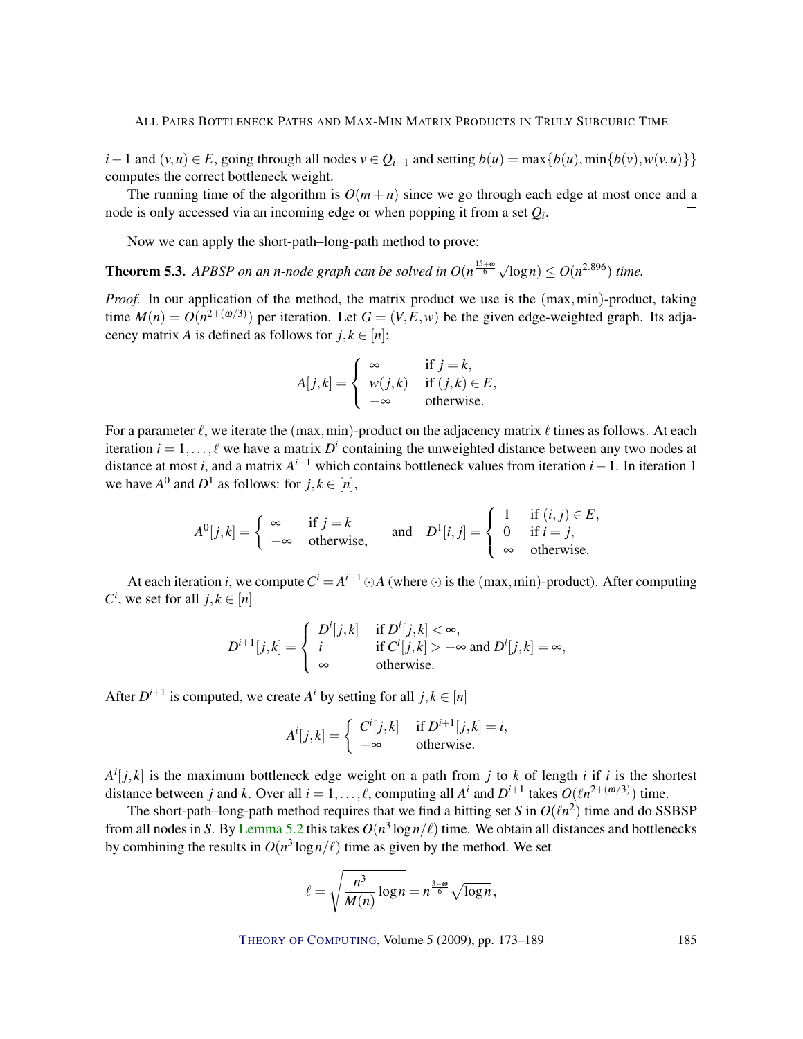$i-1$ and $(v,u) \in E$, going through all nodes $v \in Q_{i-1}$ and setting $b(u) = \max\{b(u), \min\{b(v), w(v,u)\}\}$ computes the correct bottleneck weight.

The running time of the algorithm is $O(m+n)$ since we go through each edge at most once and a node is only accessed via an incoming edge or when popping it from a set $Q_i$. $\square$

Now we can apply the short-path–long-path method to prove:

**Theorem 5.3.** *APBSP on an n-node graph can be solved in* $O(n^{\frac{15+\omega}{6}}\sqrt{\log n}) \le O(n^{2.896})$ *time.*

*Proof.* In our application of the method, the matrix product we use is the $(\max,\min)$-product, taking time $M(n) = O(n^{2+(\omega/3)})$ per iteration. Let $G = (V,E,w)$ be the given edge-weighted graph. Its adjacency matrix $A$ is defined as follows for $j,k \in [n]$:

$$A[j,k] = \begin{cases} \infty & \text{if } j = k, \\ w(j,k) & \text{if } (j,k) \in E, \\ -\infty & \text{otherwise.} \end{cases}$$

For a parameter $\ell$, we iterate the $(\max,\min)$-product on the adjacency matrix $\ell$ times as follows. At each iteration $i = 1,\ldots,\ell$ we have a matrix $D^i$ containing the unweighted distance between any two nodes at distance at most $i$, and a matrix $A^{i-1}$ which contains bottleneck values from iteration $i-1$. In iteration 1 we have $A^0$ and $D^1$ as follows: for $j,k \in [n]$,

$$A^0[j,k] = \begin{cases} \infty & \text{if } j = k \\ -\infty & \text{otherwise,} \end{cases} \qquad \text{and} \qquad D^1[i,j] = \begin{cases} 1 & \text{if } (i,j) \in E, \\ 0 & \text{if } i = j, \\ \infty & \text{otherwise.} \end{cases}$$

At each iteration $i$, we compute $C^i = A^{i-1} \odot A$ (where $\odot$ is the $(\max,\min)$-product). After computing $C^i$, we set for all $j,k \in [n]$

$$D^{i+1}[j,k] = \begin{cases} D^i[j,k] & \text{if } D^i[j,k] < \infty, \\ i & \text{if } C^i[j,k] > -\infty \text{ and } D^i[j,k] = \infty, \\ \infty & \text{otherwise.} \end{cases}$$

After $D^{i+1}$ is computed, we create $A^i$ by setting for all $j,k \in [n]$

$$A^i[j,k] = \begin{cases} C^i[j,k] & \text{if } D^{i+1}[j,k] = i, \\ -\infty & \text{otherwise.} \end{cases}$$

$A^i[j,k]$ is the maximum bottleneck edge weight on a path from $j$ to $k$ of length $i$ if $i$ is the shortest distance between $j$ and $k$. Over all $i = 1,\ldots,\ell$, computing all $A^i$ and $D^{i+1}$ takes $O(\ell n^{2+(\omega/3)})$ time.

The short-path–long-path method requires that we find a hitting set $S$ in $O(\ell n^2)$ time and do SSBSP from all nodes in $S$. By Lemma 5.2 this takes $O(n^3 \log n/\ell)$ time. We obtain all distances and bottlenecks by combining the results in $O(n^3 \log n/\ell)$ time as given by the method. We set

$$\ell = \sqrt{\frac{n^3}{M(n)}\log n} = n^{\frac{3-\omega}{6}}\sqrt{\log n},$$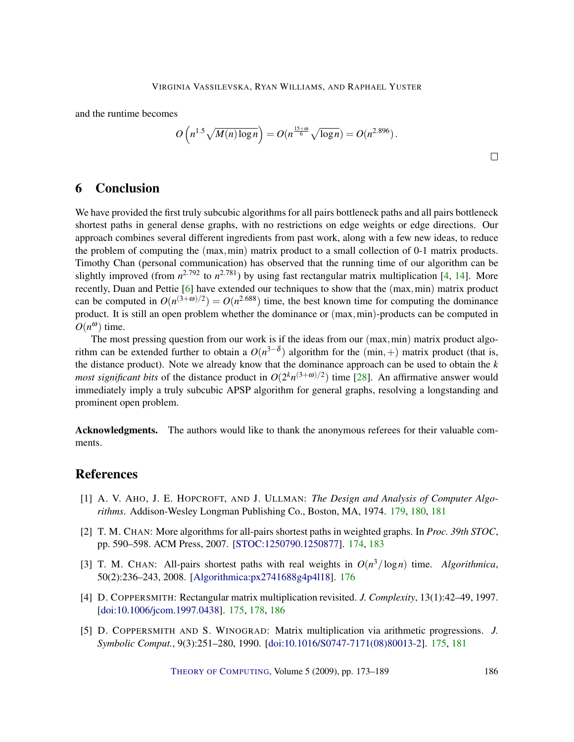and the runtime becomes

$$O\left(n^{1.5}\sqrt{M(n)\log n}\right) = O(n^{\frac{15+\omega}{6}}\sqrt{\log n}) = O(n^{2.896}).$$

□

## 6 Conclusion

We have provided the first truly subcubic algorithms for all pairs bottleneck paths and all pairs bottleneck shortest paths in general dense graphs, with no restrictions on edge weights or edge directions. Our approach combines several different ingredients from past work, along with a few new ideas, to reduce the problem of computing the $(\max,\min)$ matrix product to a small collection of 0-1 matrix products. Timothy Chan (personal communication) has observed that the running time of our algorithm can be slightly improved (from $n^{2.792}$ to $n^{2.781}$) by using fast rectangular matrix multiplication [4, 14]. More recently, Duan and Pettie [6] have extended our techniques to show that the $(\max,\min)$ matrix product can be computed in $O(n^{(3+\omega)/2}) = O(n^{2.688})$ time, the best known time for computing the dominance product. It is still an open problem whether the dominance or $(\max,\min)$-products can be computed in $O(n^{\omega})$ time.

The most pressing question from our work is if the ideas from our $(\max,\min)$ matrix product algorithm can be extended further to obtain a $O(n^{3-\delta})$ algorithm for the $(\min,+)$ matrix product (that is, the distance product). Note we already know that the dominance approach can be used to obtain the $k$ *most significant bits* of the distance product in $O(2^k n^{(3+\omega)/2})$ time [28]. An affirmative answer would immediately imply a truly subcubic APSP algorithm for general graphs, resolving a longstanding and prominent open problem.

**Acknowledgments.** The authors would like to thank the anonymous referees for their valuable comments.

## References

[1] A. V. Aho, J. E. Hopcroft, and J. Ullman: *The Design and Analysis of Computer Algorithms*. Addison-Wesley Longman Publishing Co., Boston, MA, 1974. 179, 180, 181

[2] T. M. Chan: More algorithms for all-pairs shortest paths in weighted graphs. In *Proc. 39th STOC*, pp. 590–598. ACM Press, 2007. [STOC:1250790.1250877]. 174, 183

[3] T. M. Chan: All-pairs shortest paths with real weights in $O(n^3/\log n)$ time. *Algorithmica*, 50(2):236–243, 2008. [Algorithmica:px2741688g4p4l18]. 176

[4] D. Coppersmith: Rectangular matrix multiplication revisited. *J. Complexity*, 13(1):42–49, 1997. [doi:10.1006/jcom.1997.0438]. 175, 178, 186

[5] D. Coppersmith and S. Winograd: Matrix multiplication via arithmetic progressions. *J. Symbolic Comput.*, 9(3):251–280, 1990. [doi:10.1016/S0747-7171(08)80013-2]. 175, 181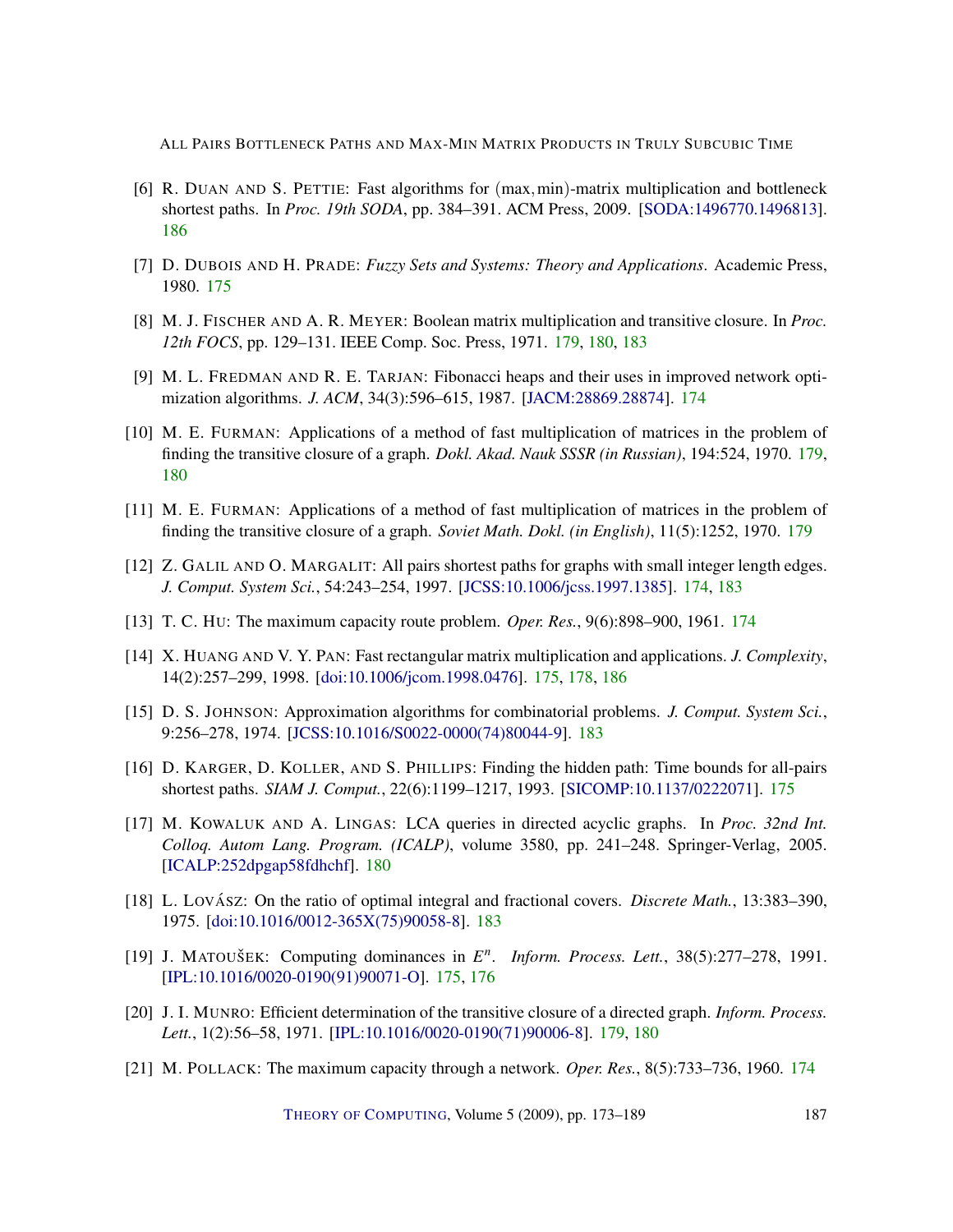[6] R. Duan and S. Pettie: Fast algorithms for $(\max,\min)$-matrix multiplication and bottleneck shortest paths. In *Proc. 19th SODA*, pp. 384–391. ACM Press, 2009. [SODA:1496770.1496813]. 186

[7] D. Dubois and H. Prade: *Fuzzy Sets and Systems: Theory and Applications*. Academic Press, 1980. 175

[8] M. J. Fischer and A. R. Meyer: Boolean matrix multiplication and transitive closure. In *Proc. 12th FOCS*, pp. 129–131. IEEE Comp. Soc. Press, 1971. 179, 180, 183

[9] M. L. Fredman and R. E. Tarjan: Fibonacci heaps and their uses in improved network optimization algorithms. *J. ACM*, 34(3):596–615, 1987. [JACM:28869.28874]. 174

[10] M. E. Furman: Applications of a method of fast multiplication of matrices in the problem of finding the transitive closure of a graph. *Dokl. Akad. Nauk SSSR (in Russian)*, 194:524, 1970. 179, 180

[11] M. E. Furman: Applications of a method of fast multiplication of matrices in the problem of finding the transitive closure of a graph. *Soviet Math. Dokl. (in English)*, 11(5):1252, 1970. 179

[12] Z. Galil and O. Margalit: All pairs shortest paths for graphs with small integer length edges. *J. Comput. System Sci.*, 54:243–254, 1997. [JCSS:10.1006/jcss.1997.1385]. 174, 183

[13] T. C. Hu: The maximum capacity route problem. *Oper. Res.*, 9(6):898–900, 1961. 174

[14] X. Huang and V. Y. Pan: Fast rectangular matrix multiplication and applications. *J. Complexity*, 14(2):257–299, 1998. [doi:10.1006/jcom.1998.0476]. 175, 178, 186

[15] D. S. Johnson: Approximation algorithms for combinatorial problems. *J. Comput. System Sci.*, 9:256–278, 1974. [JCSS:10.1016/S0022-0000(74)80044-9]. 183

[16] D. Karger, D. Koller, and S. Phillips: Finding the hidden path: Time bounds for all-pairs shortest paths. *SIAM J. Comput.*, 22(6):1199–1217, 1993. [SICOMP:10.1137/0222071]. 175

[17] M. Kowaluk and A. Lingas: LCA queries in directed acyclic graphs. In *Proc. 32nd Int. Colloq. Autom Lang. Program. (ICALP)*, volume 3580, pp. 241–248. Springer-Verlag, 2005. [ICALP:252dpgap58fdhchf]. 180

[18] L. Lovász: On the ratio of optimal integral and fractional covers. *Discrete Math.*, 13:383–390, 1975. [doi:10.1016/0012-365X(75)90058-8]. 183

[19] J. Matoušek: Computing dominances in $E^n$. *Inform. Process. Lett.*, 38(5):277–278, 1991. [IPL:10.1016/0020-0190(91)90071-O]. 175, 176

[20] J. I. Munro: Efficient determination of the transitive closure of a directed graph. *Inform. Process. Lett.*, 1(2):56–58, 1971. [IPL:10.1016/0020-0190(71)90006-8]. 179, 180

[21] M. Pollack: The maximum capacity through a network. *Oper. Res.*, 8(5):733–736, 1960. 174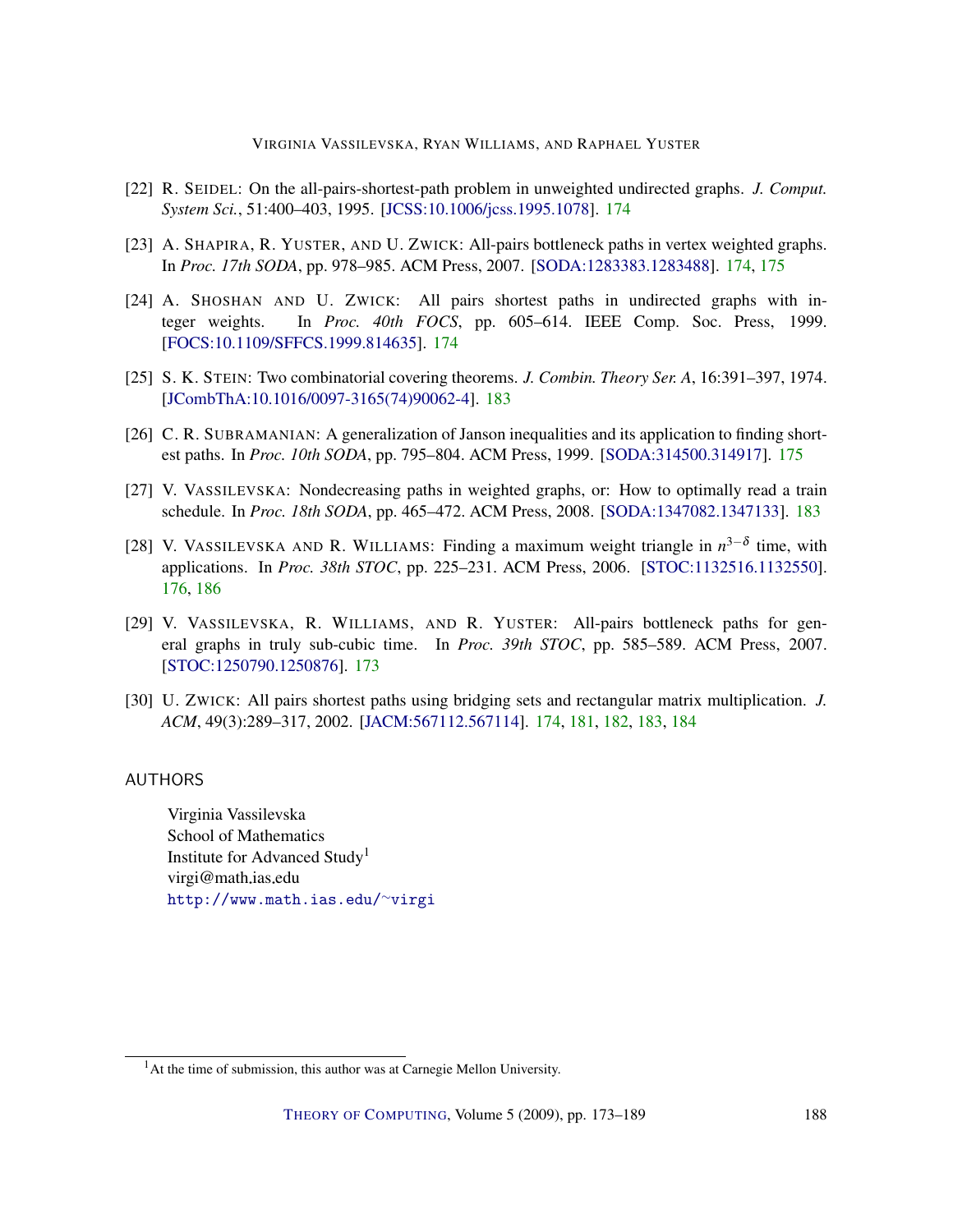[22] R. SEIDEL: On the all-pairs-shortest-path problem in unweighted undirected graphs. *J. Comput. System Sci.*, 51:400–403, 1995. [JCSS:10.1006/jcss.1995.1078]. 174

[23] A. SHAPIRA, R. YUSTER, AND U. ZWICK: All-pairs bottleneck paths in vertex weighted graphs. In *Proc. 17th SODA*, pp. 978–985. ACM Press, 2007. [SODA:1283383.1283488]. 174, 175

[24] A. SHOSHAN AND U. ZWICK: All pairs shortest paths in undirected graphs with integer weights. In *Proc. 40th FOCS*, pp. 605–614. IEEE Comp. Soc. Press, 1999. [FOCS:10.1109/SFFCS.1999.814635]. 174

[25] S. K. STEIN: Two combinatorial covering theorems. *J. Combin. Theory Ser. A*, 16:391–397, 1974. [JCombThA:10.1016/0097-3165(74)90062-4]. 183

[26] C. R. SUBRAMANIAN: A generalization of Janson inequalities and its application to finding shortest paths. In *Proc. 10th SODA*, pp. 795–804. ACM Press, 1999. [SODA:314500.314917]. 175

[27] V. VASSILEVSKA: Nondecreasing paths in weighted graphs, or: How to optimally read a train schedule. In *Proc. 18th SODA*, pp. 465–472. ACM Press, 2008. [SODA:1347082.1347133]. 183

[28] V. VASSILEVSKA AND R. WILLIAMS: Finding a maximum weight triangle in $n^{3-\delta}$ time, with applications. In *Proc. 38th STOC*, pp. 225–231. ACM Press, 2006. [STOC:1132516.1132550]. 176, 186

[29] V. VASSILEVSKA, R. WILLIAMS, AND R. YUSTER: All-pairs bottleneck paths for general graphs in truly sub-cubic time. In *Proc. 39th STOC*, pp. 585–589. ACM Press, 2007. [STOC:1250790.1250876]. 173

[30] U. ZWICK: All pairs shortest paths using bridging sets and rectangular matrix multiplication. *J. ACM*, 49(3):289–317, 2002. [JACM:567112.567114]. 174, 181, 182, 183, 184

## AUTHORS

Virginia Vassilevska
School of Mathematics
Institute for Advanced Study[1]
virgi@math.ias.edu
http://www.math.ias.edu/~virgi

[1] At the time of submission, this author was at Carnegie Mellon University.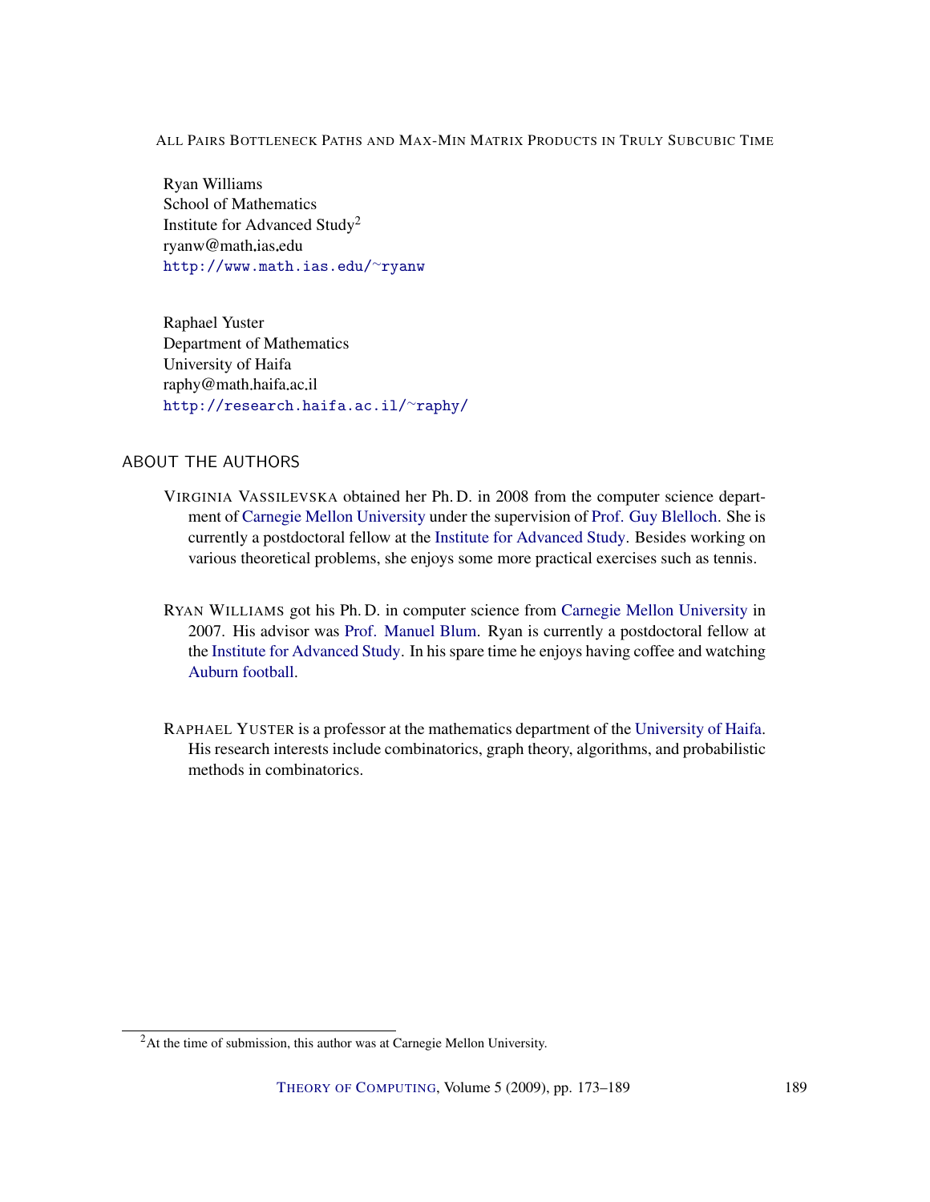Ryan Williams
School of Mathematics
Institute for Advanced Study[2]
ryanw@math.ias.edu
http://www.math.ias.edu/~ryanw

Raphael Yuster
Department of Mathematics
University of Haifa
raphy@math.haifa.ac.il
http://research.haifa.ac.il/~raphy/

## ABOUT THE AUTHORS

VIRGINIA VASSILEVSKA obtained her Ph. D. in 2008 from the computer science department of Carnegie Mellon University under the supervision of Prof. Guy Blelloch. She is currently a postdoctoral fellow at the Institute for Advanced Study. Besides working on various theoretical problems, she enjoys some more practical exercises such as tennis.

RYAN WILLIAMS got his Ph. D. in computer science from Carnegie Mellon University in 2007. His advisor was Prof. Manuel Blum. Ryan is currently a postdoctoral fellow at the Institute for Advanced Study. In his spare time he enjoys having coffee and watching Auburn football.

RAPHAEL YUSTER is a professor at the mathematics department of the University of Haifa. His research interests include combinatorics, graph theory, algorithms, and probabilistic methods in combinatorics.

[2]At the time of submission, this author was at Carnegie Mellon University.